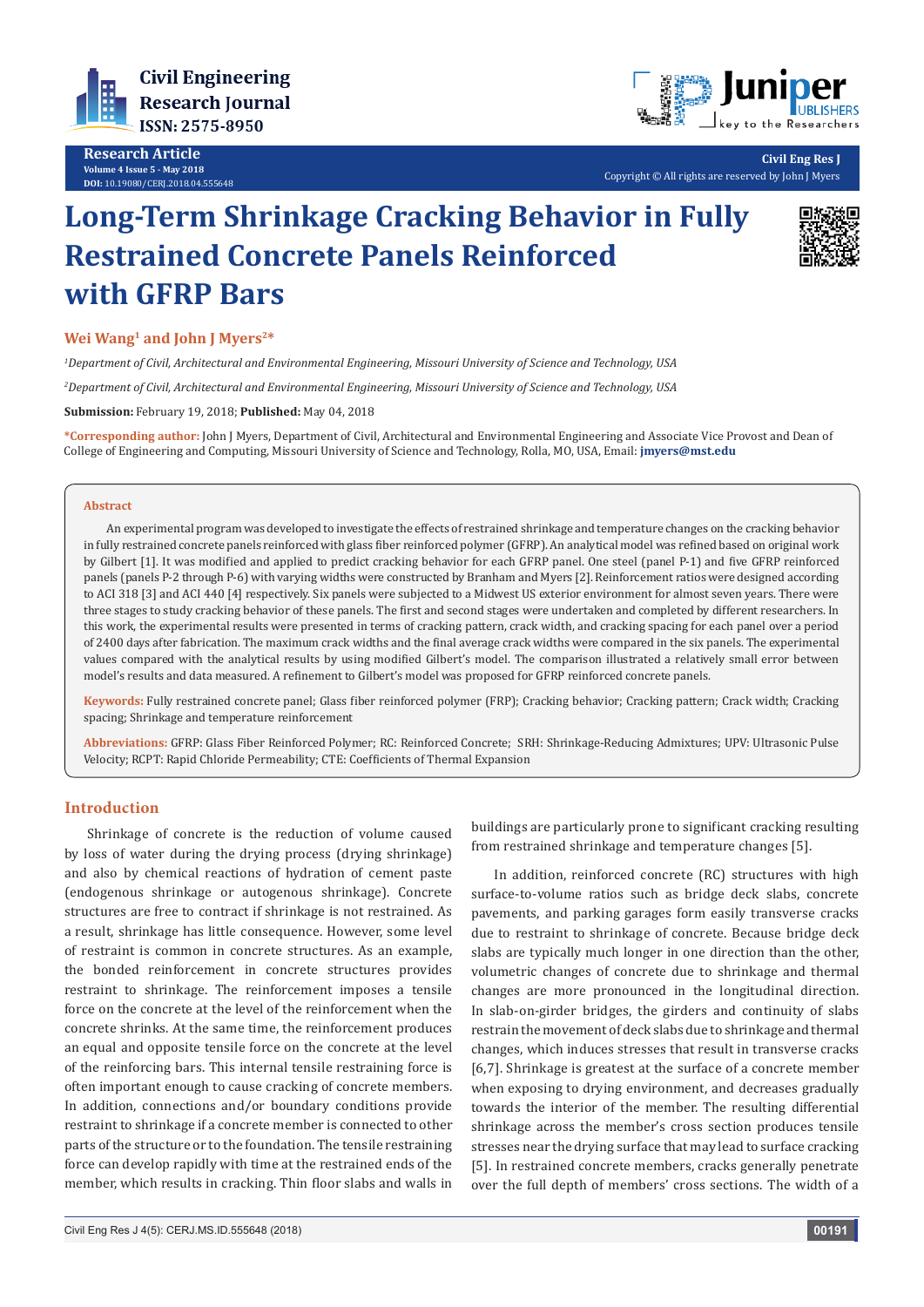# Long-Term Shrinkage Cracking Behavior in Fully Restrained Concrete Panels Reinforced with GFRP Bars

**Wei Wang[1] and John J Myers[2]***

[1]*Department of Civil, Architectural and Environmental Engineering, Missouri University of Science and Technology, USA*

[2]*Department of Civil, Architectural and Environmental Engineering, Missouri University of Science and Technology, USA*

**Submission:** February 19, 2018; **Published:** May 04, 2018

***Corresponding author:** John J Myers, Department of Civil, Architectural and Environmental Engineering and Associate Vice Provost and Dean of College of Engineering and Computing, Missouri University of Science and Technology, Rolla, MO, USA, Email: **jmyers@mst.edu**

## Abstract

An experimental program was developed to investigate the effects of restrained shrinkage and temperature changes on the cracking behavior in fully restrained concrete panels reinforced with glass fiber reinforced polymer (GFRP). An analytical model was refined based on original work by Gilbert [1]. It was modified and applied to predict cracking behavior for each GFRP panel. One steel (panel P-1) and five GFRP reinforced panels (panels P-2 through P-6) with varying widths were constructed by Branham and Myers [2]. Reinforcement ratios were designed according to ACI 318 [3] and ACI 440 [4] respectively. Six panels were subjected to a Midwest US exterior environment for almost seven years. There were three stages to study cracking behavior of these panels. The first and second stages were undertaken and completed by different researchers. In this work, the experimental results were presented in terms of cracking pattern, crack width, and cracking spacing for each panel over a period of 2400 days after fabrication. The maximum crack widths and the final average crack widths were compared in the six panels. The experimental values compared with the analytical results by using modified Gilbert's model. The comparison illustrated a relatively small error between model's results and data measured. A refinement to Gilbert's model was proposed for GFRP reinforced concrete panels.

**Keywords:** Fully restrained concrete panel; Glass fiber reinforced polymer (FRP); Cracking behavior; Cracking pattern; Crack width; Cracking spacing; Shrinkage and temperature reinforcement

**Abbreviations:** GFRP: Glass Fiber Reinforced Polymer; RC: Reinforced Concrete; SRH: Shrinkage-Reducing Admixtures; UPV: Ultrasonic Pulse Velocity; RCPT: Rapid Chloride Permeability; CTE: Coefficients of Thermal Expansion

## Introduction

Shrinkage of concrete is the reduction of volume caused by loss of water during the drying process (drying shrinkage) and also by chemical reactions of hydration of cement paste (endogenous shrinkage or autogenous shrinkage). Concrete structures are free to contract if shrinkage is not restrained. As a result, shrinkage has little consequence. However, some level of restraint is common in concrete structures. As an example, the bonded reinforcement in concrete structures provides restraint to shrinkage. The reinforcement imposes a tensile force on the concrete at the level of the reinforcement when the concrete shrinks. At the same time, the reinforcement produces an equal and opposite tensile force on the concrete at the level of the reinforcing bars. This internal tensile restraining force is often important enough to cause cracking of concrete members. In addition, connections and/or boundary conditions provide restraint to shrinkage if a concrete member is connected to other parts of the structure or to the foundation. The tensile restraining force can develop rapidly with time at the restrained ends of the member, which results in cracking. Thin floor slabs and walls in buildings are particularly prone to significant cracking resulting from restrained shrinkage and temperature changes [5].

In addition, reinforced concrete (RC) structures with high surface-to-volume ratios such as bridge deck slabs, concrete pavements, and parking garages form easily transverse cracks due to restraint to shrinkage of concrete. Because bridge deck slabs are typically much longer in one direction than the other, volumetric changes of concrete due to shrinkage and thermal changes are more pronounced in the longitudinal direction. In slab-on-girder bridges, the girders and continuity of slabs restrain the movement of deck slabs due to shrinkage and thermal changes, which induces stresses that result in transverse cracks [6,7]. Shrinkage is greatest at the surface of a concrete member when exposing to drying environment, and decreases gradually towards the interior of the member. The resulting differential shrinkage across the member's cross section produces tensile stresses near the drying surface that may lead to surface cracking [5]. In restrained concrete members, cracks generally penetrate over the full depth of members' cross sections. The width of a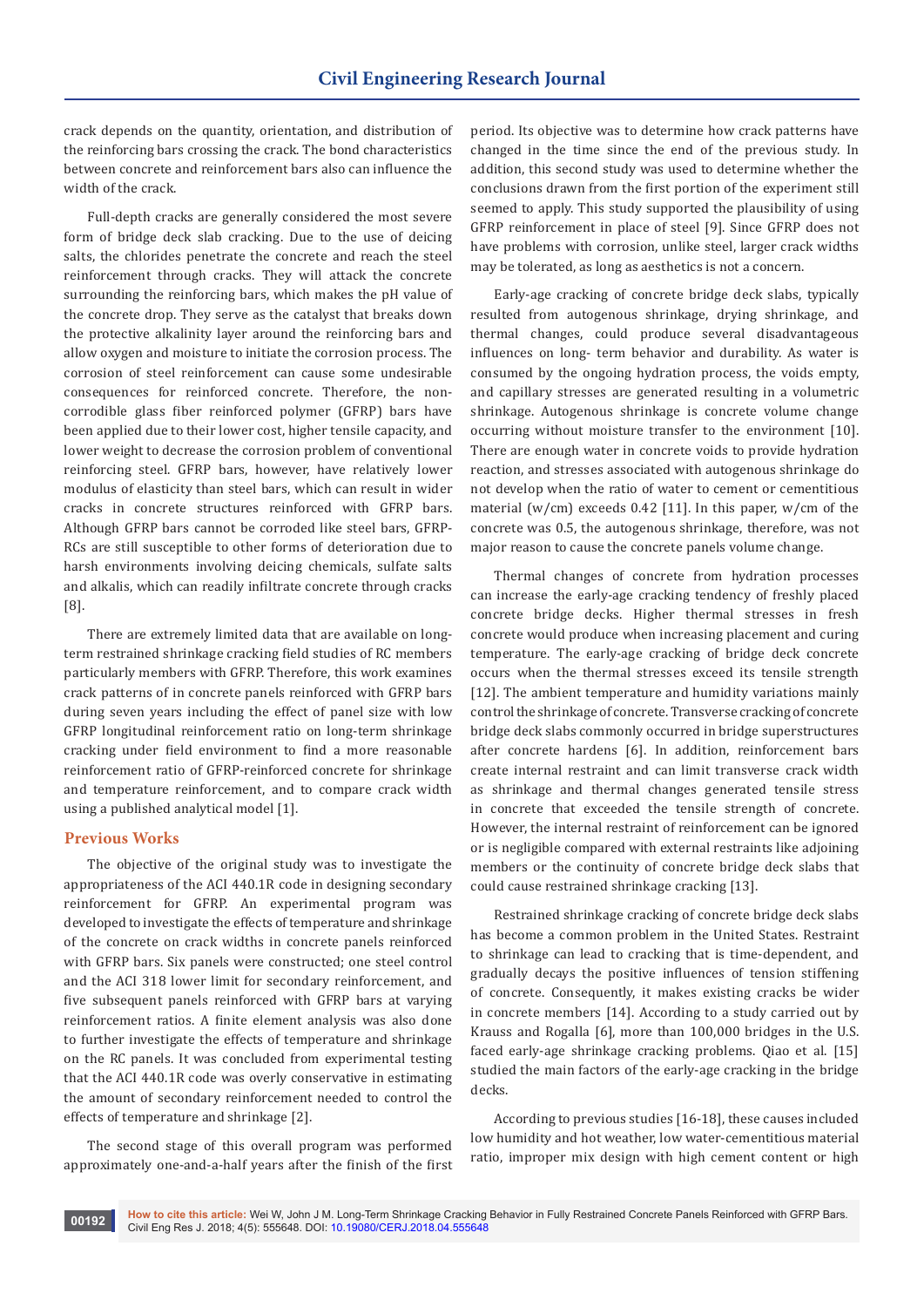crack depends on the quantity, orientation, and distribution of the reinforcing bars crossing the crack. The bond characteristics between concrete and reinforcement bars also can influence the width of the crack.

Full-depth cracks are generally considered the most severe form of bridge deck slab cracking. Due to the use of deicing salts, the chlorides penetrate the concrete and reach the steel reinforcement through cracks. They will attack the concrete surrounding the reinforcing bars, which makes the pH value of the concrete drop. They serve as the catalyst that breaks down the protective alkalinity layer around the reinforcing bars and allow oxygen and moisture to initiate the corrosion process. The corrosion of steel reinforcement can cause some undesirable consequences for reinforced concrete. Therefore, the non-corrodible glass fiber reinforced polymer (GFRP) bars have been applied due to their lower cost, higher tensile capacity, and lower weight to decrease the corrosion problem of conventional reinforcing steel. GFRP bars, however, have relatively lower modulus of elasticity than steel bars, which can result in wider cracks in concrete structures reinforced with GFRP bars. Although GFRP bars cannot be corroded like steel bars, GFRP-RCs are still susceptible to other forms of deterioration due to harsh environments involving deicing chemicals, sulfate salts and alkalis, which can readily infiltrate concrete through cracks [8].

There are extremely limited data that are available on long-term restrained shrinkage cracking field studies of RC members particularly members with GFRP. Therefore, this work examines crack patterns of in concrete panels reinforced with GFRP bars during seven years including the effect of panel size with low GFRP longitudinal reinforcement ratio on long-term shrinkage cracking under field environment to find a more reasonable reinforcement ratio of GFRP-reinforced concrete for shrinkage and temperature reinforcement, and to compare crack width using a published analytical model [1].

## Previous Works

The objective of the original study was to investigate the appropriateness of the ACI 440.1R code in designing secondary reinforcement for GFRP. An experimental program was developed to investigate the effects of temperature and shrinkage of the concrete on crack widths in concrete panels reinforced with GFRP bars. Six panels were constructed; one steel control and the ACI 318 lower limit for secondary reinforcement, and five subsequent panels reinforced with GFRP bars at varying reinforcement ratios. A finite element analysis was also done to further investigate the effects of temperature and shrinkage on the RC panels. It was concluded from experimental testing that the ACI 440.1R code was overly conservative in estimating the amount of secondary reinforcement needed to control the effects of temperature and shrinkage [2].

The second stage of this overall program was performed approximately one-and-a-half years after the finish of the first period. Its objective was to determine how crack patterns have changed in the time since the end of the previous study. In addition, this second study was used to determine whether the conclusions drawn from the first portion of the experiment still seemed to apply. This study supported the plausibility of using GFRP reinforcement in place of steel [9]. Since GFRP does not have problems with corrosion, unlike steel, larger crack widths may be tolerated, as long as aesthetics is not a concern.

Early-age cracking of concrete bridge deck slabs, typically resulted from autogenous shrinkage, drying shrinkage, and thermal changes, could produce several disadvantageous influences on long- term behavior and durability. As water is consumed by the ongoing hydration process, the voids empty, and capillary stresses are generated resulting in a volumetric shrinkage. Autogenous shrinkage is concrete volume change occurring without moisture transfer to the environment [10]. There are enough water in concrete voids to provide hydration reaction, and stresses associated with autogenous shrinkage do not develop when the ratio of water to cement or cementitious material (w/cm) exceeds 0.42 [11]. In this paper, w/cm of the concrete was 0.5, the autogenous shrinkage, therefore, was not major reason to cause the concrete panels volume change.

Thermal changes of concrete from hydration processes can increase the early-age cracking tendency of freshly placed concrete bridge decks. Higher thermal stresses in fresh concrete would produce when increasing placement and curing temperature. The early-age cracking of bridge deck concrete occurs when the thermal stresses exceed its tensile strength [12]. The ambient temperature and humidity variations mainly control the shrinkage of concrete. Transverse cracking of concrete bridge deck slabs commonly occurred in bridge superstructures after concrete hardens [6]. In addition, reinforcement bars create internal restraint and can limit transverse crack width as shrinkage and thermal changes generated tensile stress in concrete that exceeded the tensile strength of concrete. However, the internal restraint of reinforcement can be ignored or is negligible compared with external restraints like adjoining members or the continuity of concrete bridge deck slabs that could cause restrained shrinkage cracking [13].

Restrained shrinkage cracking of concrete bridge deck slabs has become a common problem in the United States. Restraint to shrinkage can lead to cracking that is time-dependent, and gradually decays the positive influences of tension stiffening of concrete. Consequently, it makes existing cracks be wider in concrete members [14]. According to a study carried out by Krauss and Rogalla [6], more than 100,000 bridges in the U.S. faced early-age shrinkage cracking problems. Qiao et al. [15] studied the main factors of the early-age cracking in the bridge decks.

According to previous studies [16-18], these causes included low humidity and hot weather, low water-cementitious material ratio, improper mix design with high cement content or high

**How to cite this article:** Wei W, John J M. Long-Term Shrinkage Cracking Behavior in Fully Restrained Concrete Panels Reinforced with GFRP Bars. Civil Eng Res J. 2018; 4(5): 555648. DOI: 10.19080/CERJ.2018.04.555648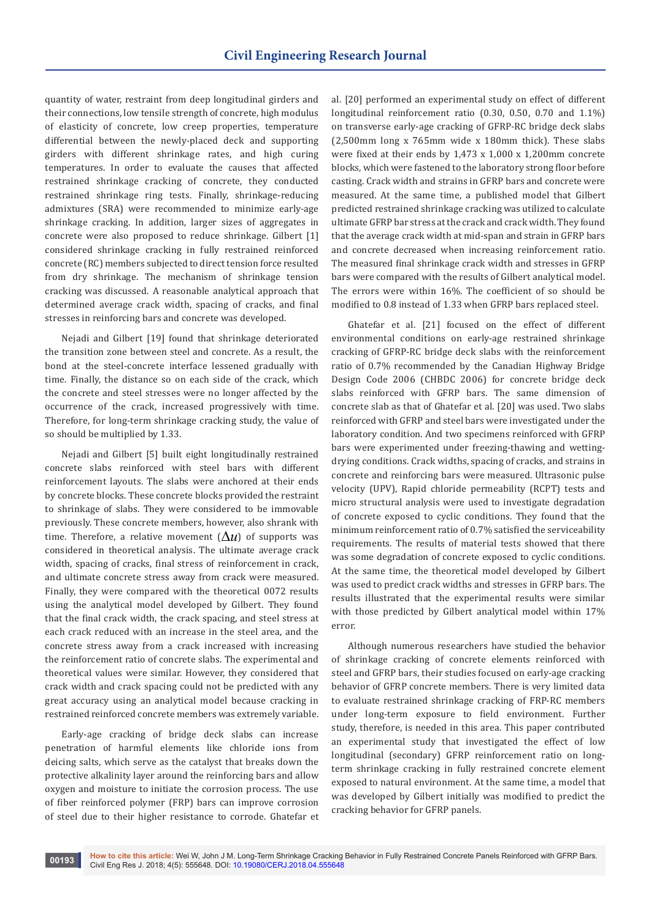quantity of water, restraint from deep longitudinal girders and their connections, low tensile strength of concrete, high modulus of elasticity of concrete, low creep properties, temperature differential between the newly-placed deck and supporting girders with different shrinkage rates, and high curing temperatures. In order to evaluate the causes that affected restrained shrinkage cracking of concrete, they conducted restrained shrinkage ring tests. Finally, shrinkage-reducing admixtures (SRA) were recommended to minimize early-age shrinkage cracking. In addition, larger sizes of aggregates in concrete were also proposed to reduce shrinkage. Gilbert [1] considered shrinkage cracking in fully restrained reinforced concrete (RC) members subjected to direct tension force resulted from dry shrinkage. The mechanism of shrinkage tension cracking was discussed. A reasonable analytical approach that determined average crack width, spacing of cracks, and final stresses in reinforcing bars and concrete was developed.

Nejadi and Gilbert [19] found that shrinkage deteriorated the transition zone between steel and concrete. As a result, the bond at the steel-concrete interface lessened gradually with time. Finally, the distance so on each side of the crack, which the concrete and steel stresses were no longer affected by the occurrence of the crack, increased progressively with time. Therefore, for long-term shrinkage cracking study, the value of so should be multiplied by 1.33.

Nejadi and Gilbert [5] built eight longitudinally restrained concrete slabs reinforced with steel bars with different reinforcement layouts. The slabs were anchored at their ends by concrete blocks. These concrete blocks provided the restraint to shrinkage of slabs. They were considered to be immovable previously. These concrete members, however, also shrank with time. Therefore, a relative movement ($\Delta u$) of supports was considered in theoretical analysis. The ultimate average crack width, spacing of cracks, final stress of reinforcement in crack, and ultimate concrete stress away from crack were measured. Finally, they were compared with the theoretical 0072 results using the analytical model developed by Gilbert. They found that the final crack width, the crack spacing, and steel stress at each crack reduced with an increase in the steel area, and the concrete stress away from a crack increased with increasing the reinforcement ratio of concrete slabs. The experimental and theoretical values were similar. However, they considered that crack width and crack spacing could not be predicted with any great accuracy using an analytical model because cracking in restrained reinforced concrete members was extremely variable.

Early-age cracking of bridge deck slabs can increase penetration of harmful elements like chloride ions from deicing salts, which serve as the catalyst that breaks down the protective alkalinity layer around the reinforcing bars and allow oxygen and moisture to initiate the corrosion process. The use of fiber reinforced polymer (FRP) bars can improve corrosion of steel due to their higher resistance to corrode. Ghatefar et al. [20] performed an experimental study on effect of different longitudinal reinforcement ratio (0.30, 0.50, 0.70 and 1.1%) on transverse early-age cracking of GFRP-RC bridge deck slabs (2,500mm long x 765mm wide x 180mm thick). These slabs were fixed at their ends by 1,473 x 1,000 x 1,200mm concrete blocks, which were fastened to the laboratory strong floor before casting. Crack width and strains in GFRP bars and concrete were measured. At the same time, a published model that Gilbert predicted restrained shrinkage cracking was utilized to calculate ultimate GFRP bar stress at the crack and crack width. They found that the average crack width at mid-span and strain in GFRP bars and concrete decreased when increasing reinforcement ratio. The measured final shrinkage crack width and stresses in GFRP bars were compared with the results of Gilbert analytical model. The errors were within 16%. The coefficient of so should be modified to 0.8 instead of 1.33 when GFRP bars replaced steel.

Ghatefar et al. [21] focused on the effect of different environmental conditions on early-age restrained shrinkage cracking of GFRP-RC bridge deck slabs with the reinforcement ratio of 0.7% recommended by the Canadian Highway Bridge Design Code 2006 (CHBDC 2006) for concrete bridge deck slabs reinforced with GFRP bars. The same dimension of concrete slab as that of Ghatefar et al. [20] was used. Two slabs reinforced with GFRP and steel bars were investigated under the laboratory condition. And two specimens reinforced with GFRP bars were experimented under freezing-thawing and wetting-drying conditions. Crack widths, spacing of cracks, and strains in concrete and reinforcing bars were measured. Ultrasonic pulse velocity (UPV), Rapid chloride permeability (RCPT) tests and micro structural analysis were used to investigate degradation of concrete exposed to cyclic conditions. They found that the minimum reinforcement ratio of 0.7% satisfied the serviceability requirements. The results of material tests showed that there was some degradation of concrete exposed to cyclic conditions. At the same time, the theoretical model developed by Gilbert was used to predict crack widths and stresses in GFRP bars. The results illustrated that the experimental results were similar with those predicted by Gilbert analytical model within 17% error.

Although numerous researchers have studied the behavior of shrinkage cracking of concrete elements reinforced with steel and GFRP bars, their studies focused on early-age cracking behavior of GFRP concrete members. There is very limited data to evaluate restrained shrinkage cracking of FRP-RC members under long-term exposure to field environment. Further study, therefore, is needed in this area. This paper contributed an experimental study that investigated the effect of low longitudinal (secondary) GFRP reinforcement ratio on long-term shrinkage cracking in fully restrained concrete element exposed to natural environment. At the same time, a model that was developed by Gilbert initially was modified to predict the cracking behavior for GFRP panels.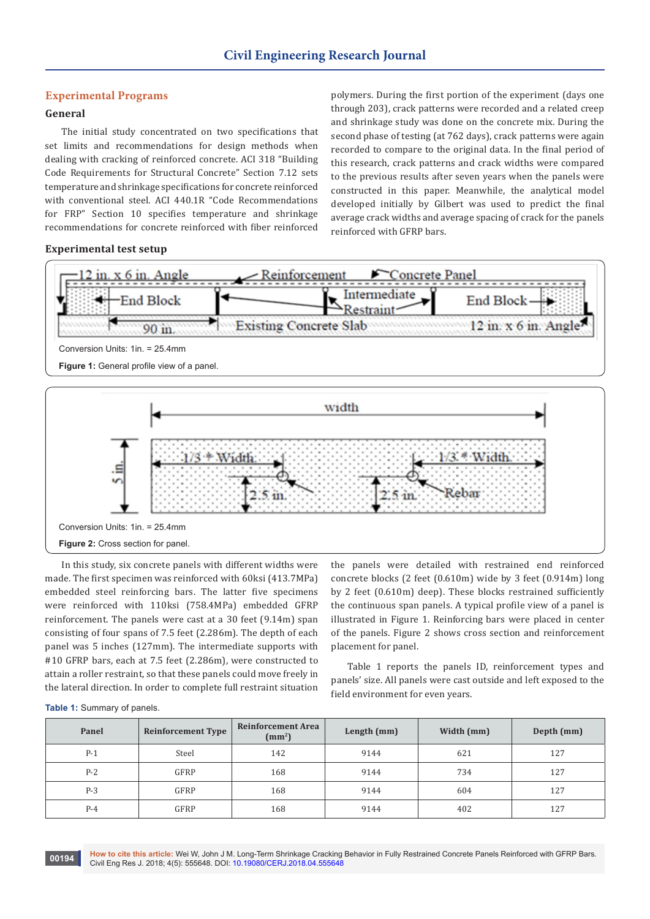## Experimental Programs

### General

The initial study concentrated on two specifications that set limits and recommendations for design methods when dealing with cracking of reinforced concrete. ACI 318 "Building Code Requirements for Structural Concrete" Section 7.12 sets temperature and shrinkage specifications for concrete reinforced with conventional steel. ACI 440.1R "Code Recommendations for FRP" Section 10 specifies temperature and shrinkage recommendations for concrete reinforced with fiber reinforced polymers. During the first portion of the experiment (days one through 203), crack patterns were recorded and a related creep and shrinkage study was done on the concrete mix. During the second phase of testing (at 762 days), crack patterns were again recorded to compare to the original data. In the final period of this research, crack patterns and crack widths were compared to the previous results after seven years when the panels were constructed in this paper. Meanwhile, the analytical model developed initially by Gilbert was used to predict the final average crack widths and average spacing of crack for the panels reinforced with GFRP bars.

### Experimental test setup

Conversion Units: 1in. = 25.4mm

**Figure 1:** General profile view of a panel.

Conversion Units: 1in. = 25.4mm

**Figure 2:** Cross section for panel.

In this study, six concrete panels with different widths were made. The first specimen was reinforced with 60ksi (413.7MPa) embedded steel reinforcing bars. The latter five specimens were reinforced with 110ksi (758.4MPa) embedded GFRP reinforcement. The panels were cast at a 30 feet (9.14m) span consisting of four spans of 7.5 feet (2.286m). The depth of each panel was 5 inches (127mm). The intermediate supports with #10 GFRP bars, each at 7.5 feet (2.286m), were constructed to attain a roller restraint, so that these panels could move freely in the lateral direction. In order to complete full restraint situation the panels were detailed with restrained end reinforced concrete blocks (2 feet (0.610m) wide by 3 feet (0.914m) long by 2 feet (0.610m) deep). These blocks restrained sufficiently the continuous span panels. A typical profile view of a panel is illustrated in Figure 1. Reinforcing bars were placed in center of the panels. Figure 2 shows cross section and reinforcement placement for panel.

Table 1 reports the panels ID, reinforcement types and panels' size. All panels were cast outside and left exposed to the field environment for even years.

**Table 1:** Summary of panels.

| Panel | Reinforcement Type | Reinforcement Area ($mm^2$) | Length (mm) | Width (mm) | Depth (mm) |
|---|---|---|---|---|---|
| P-1 | Steel | 142 | 9144 | 621 | 127 |
| P-2 | GFRP | 168 | 9144 | 734 | 127 |
| P-3 | GFRP | 168 | 9144 | 604 | 127 |
| P-4 | GFRP | 168 | 9144 | 402 | 127 |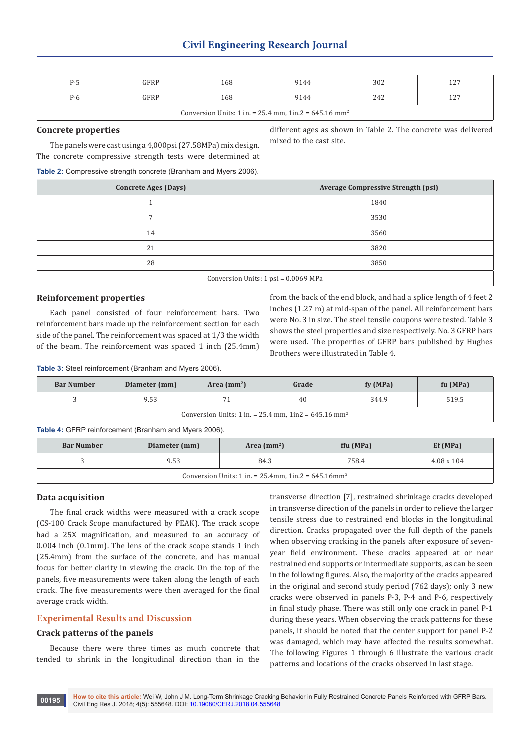| P-5 | GFRP | 168 | 9144 | 302 | 127 |
|---|---|---|---|---|---|
| P-6 | GFRP | 168 | 9144 | 242 | 127 |
| Conversion Units: 1 in. = 25.4 mm, 1in.2 = 645.16 mm$^2$ | | | | | |

### Concrete properties

The panels were cast using a 4,000psi (27.58MPa) mix design. The concrete compressive strength tests were determined at different ages as shown in Table 2. The concrete was delivered mixed to the cast site.

**Table 2:** Compressive strength concrete (Branham and Myers 2006).

| Concrete Ages (Days) | Average Compressive Strength (psi) |
|---|---|
| 1 | 1840 |
| 7 | 3530 |
| 14 | 3560 |
| 21 | 3820 |
| 28 | 3850 |
| Conversion Units: 1 psi = 0.0069 MPa | |

### Reinforcement properties

Each panel consisted of four reinforcement bars. Two reinforcement bars made up the reinforcement section for each side of the panel. The reinforcement was spaced at 1/3 the width of the beam. The reinforcement was spaced 1 inch (25.4mm) from the back of the end block, and had a splice length of 4 feet 2 inches (1.27 m) at mid-span of the panel. All reinforcement bars were No. 3 in size. The steel tensile coupons were tested. Table 3 shows the steel properties and size respectively. No. 3 GFRP bars were used. The properties of GFRP bars published by Hughes Brothers were illustrated in Table 4.

**Table 3:** Steel reinforcement (Branham and Myers 2006).

| Bar Number | Diameter (mm) | Area (mm$^2$) | Grade | fy (MPa) | fu (MPa) |
|---|---|---|---|---|---|
| 3 | 9.53 | 71 | 40 | 344.9 | 519.5 |
| Conversion Units: 1 in. = 25.4 mm, 1in2 = 645.16 mm$^2$ | | | | | |

**Table 4:** GFRP reinforcement (Branham and Myers 2006).

| Bar Number | Diameter (mm) | Area (mm$^2$) | ffu (MPa) | Ef (MPa) |
|---|---|---|---|---|
| 3 | 9.53 | 84.3 | 758.4 | 4.08 x 104 |
| Conversion Units: 1 in. = 25.4mm, 1in.2 = 645.16mm$^2$ | | | | |

### Data acquisition

The final crack widths were measured with a crack scope (CS-100 Crack Scope manufactured by PEAK). The crack scope had a 25X magnification, and measured to an accuracy of 0.004 inch (0.1mm). The lens of the crack scope stands 1 inch (25.4mm) from the surface of the concrete, and has manual focus for better clarity in viewing the crack. On the top of the panels, five measurements were taken along the length of each crack. The five measurements were then averaged for the final average crack width.

## Experimental Results and Discussion

### Crack patterns of the panels

Because there were three times as much concrete that tended to shrink in the longitudinal direction than in the transverse direction [7], restrained shrinkage cracks developed in transverse direction of the panels in order to relieve the larger tensile stress due to restrained end blocks in the longitudinal direction. Cracks propagated over the full depth of the panels when observing cracking in the panels after exposure of seven-year field environment. These cracks appeared at or near restrained end supports or intermediate supports, as can be seen in the following figures. Also, the majority of the cracks appeared in the original and second study period (762 days); only 3 new cracks were observed in panels P-3, P-4 and P-6, respectively in final study phase. There was still only one crack in panel P-1 during these years. When observing the crack patterns for these panels, it should be noted that the center support for panel P-2 was damaged, which may have affected the results somewhat. The following Figures 1 through 6 illustrate the various crack patterns and locations of the cracks observed in last stage.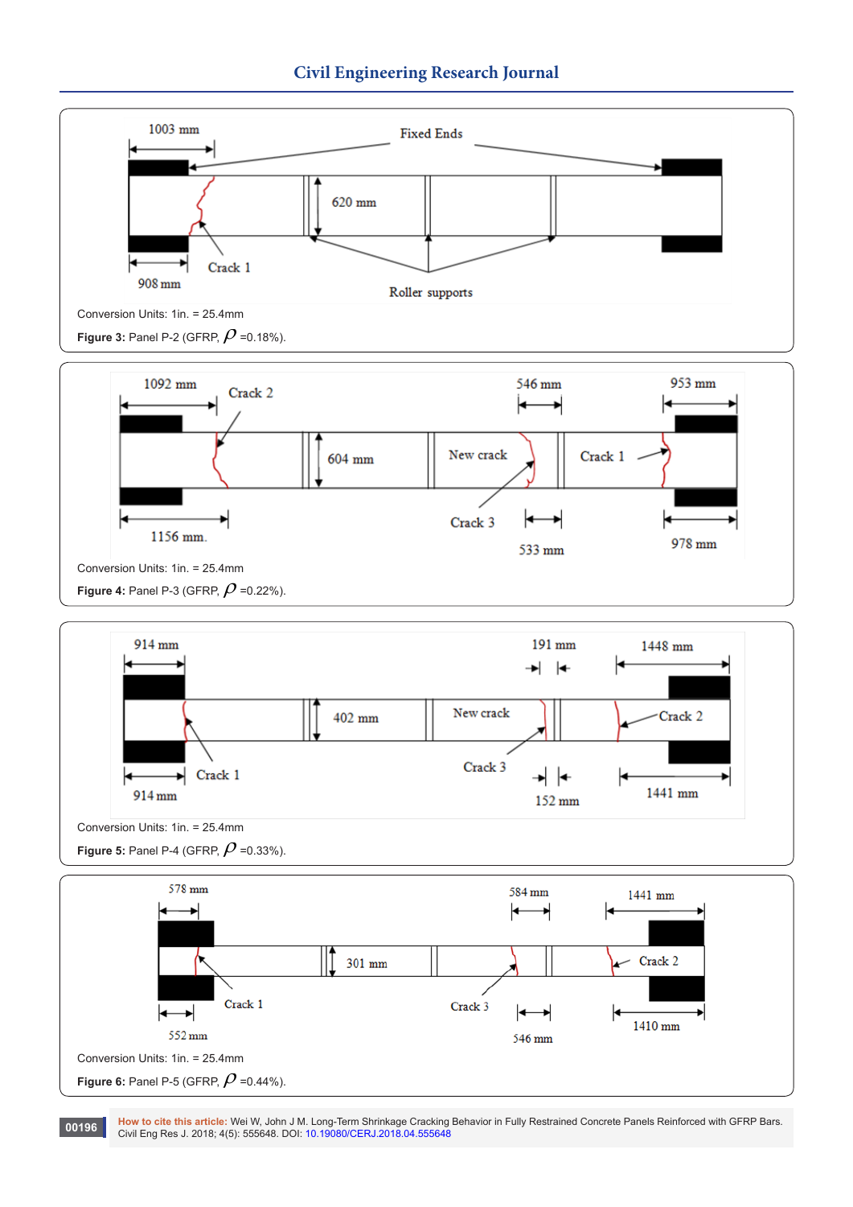Conversion Units: 1in. = 25.4mm

**Figure 3:** Panel P-2 (GFRP, $\rho$ =0.18%).

Conversion Units: 1in. = 25.4mm

**Figure 4:** Panel P-3 (GFRP, $\rho$ =0.22%).

Conversion Units: 1in. = 25.4mm

**Figure 5:** Panel P-4 (GFRP, $\rho$ =0.33%).

Conversion Units: 1in. = 25.4mm

**Figure 6:** Panel P-5 (GFRP, $\rho$ =0.44%).

**How to cite this article:** Wei W, John J M. Long-Term Shrinkage Cracking Behavior in Fully Restrained Concrete Panels Reinforced with GFRP Bars. Civil Eng Res J. 2018; 4(5): 555648. DOI: 10.19080/CERJ.2018.04.555648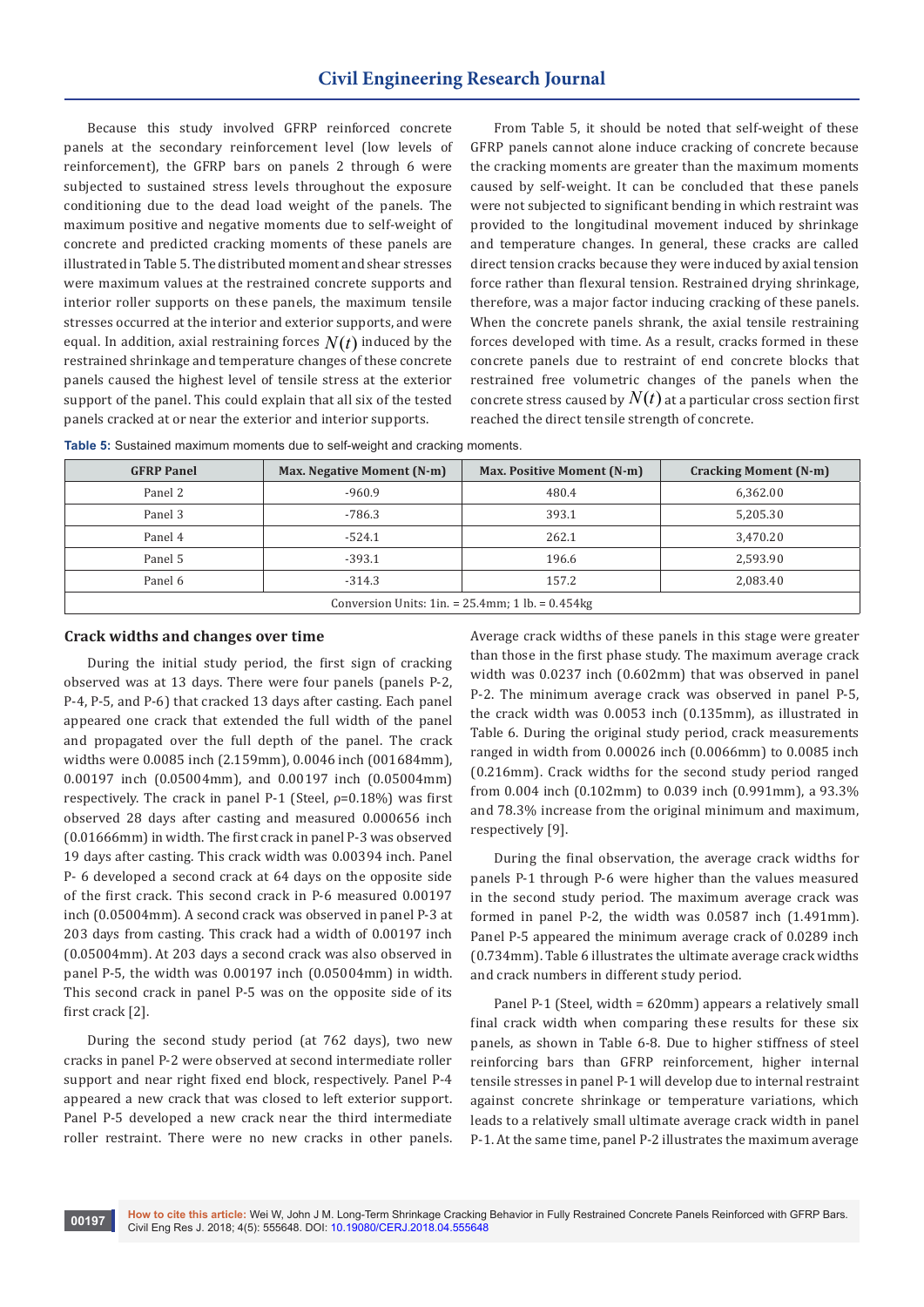Because this study involved GFRP reinforced concrete panels at the secondary reinforcement level (low levels of reinforcement), the GFRP bars on panels 2 through 6 were subjected to sustained stress levels throughout the exposure conditioning due to the dead load weight of the panels. The maximum positive and negative moments due to self-weight of concrete and predicted cracking moments of these panels are illustrated in Table 5. The distributed moment and shear stresses were maximum values at the restrained concrete supports and interior roller supports on these panels, the maximum tensile stresses occurred at the interior and exterior supports, and were equal. In addition, axial restraining forces $N(t)$ induced by the restrained shrinkage and temperature changes of these concrete panels caused the highest level of tensile stress at the exterior support of the panel. This could explain that all six of the tested panels cracked at or near the exterior and interior supports.

From Table 5, it should be noted that self-weight of these GFRP panels cannot alone induce cracking of concrete because the cracking moments are greater than the maximum moments caused by self-weight. It can be concluded that these panels were not subjected to significant bending in which restraint was provided to the longitudinal movement induced by shrinkage and temperature changes. In general, these cracks are called direct tension cracks because they were induced by axial tension force rather than flexural tension. Restrained drying shrinkage, therefore, was a major factor inducing cracking of these panels. When the concrete panels shrank, the axial tensile restraining forces developed with time. As a result, cracks formed in these concrete panels due to restraint of end concrete blocks that restrained free volumetric changes of the panels when the concrete stress caused by $N(t)$ at a particular cross section first reached the direct tensile strength of concrete.

**Table 5:** Sustained maximum moments due to self-weight and cracking moments.

| GFRP Panel | Max. Negative Moment (N-m) | Max. Positive Moment (N-m) | Cracking Moment (N-m) |
|---|---|---|---|
| Panel 2 | -960.9 | 480.4 | 6,362.00 |
| Panel 3 | -786.3 | 393.1 | 5,205.30 |
| Panel 4 | -524.1 | 262.1 | 3,470.20 |
| Panel 5 | -393.1 | 196.6 | 2,593.90 |
| Panel 6 | -314.3 | 157.2 | 2,083.40 |
| Conversion Units: 1in. = 25.4mm; 1 lb. = 0.454kg | | | |

### Crack widths and changes over time

During the initial study period, the first sign of cracking observed was at 13 days. There were four panels (panels P-2, P-4, P-5, and P-6) that cracked 13 days after casting. Each panel appeared one crack that extended the full width of the panel and propagated over the full depth of the panel. The crack widths were 0.0085 inch (2.159mm), 0.0046 inch (001684mm), 0.00197 inch (0.05004mm), and 0.00197 inch (0.05004mm) respectively. The crack in panel P-1 (Steel, ρ=0.18%) was first observed 28 days after casting and measured 0.000656 inch (0.01666mm) in width. The first crack in panel P-3 was observed 19 days after casting. This crack width was 0.00394 inch. Panel P- 6 developed a second crack at 64 days on the opposite side of the first crack. This second crack in P-6 measured 0.00197 inch (0.05004mm). A second crack was observed in panel P-3 at 203 days from casting. This crack had a width of 0.00197 inch (0.05004mm). At 203 days a second crack was also observed in panel P-5, the width was 0.00197 inch (0.05004mm) in width. This second crack in panel P-5 was on the opposite side of its first crack [2].

During the second study period (at 762 days), two new cracks in panel P-2 were observed at second intermediate roller support and near right fixed end block, respectively. Panel P-4 appeared a new crack that was closed to left exterior support. Panel P-5 developed a new crack near the third intermediate roller restraint. There were no new cracks in other panels. Average crack widths of these panels in this stage were greater than those in the first phase study. The maximum average crack width was 0.0237 inch (0.602mm) that was observed in panel P-2. The minimum average crack was observed in panel P-5, the crack width was 0.0053 inch (0.135mm), as illustrated in Table 6. During the original study period, crack measurements ranged in width from 0.00026 inch (0.0066mm) to 0.0085 inch (0.216mm). Crack widths for the second study period ranged from 0.004 inch (0.102mm) to 0.039 inch (0.991mm), a 93.3% and 78.3% increase from the original minimum and maximum, respectively [9].

During the final observation, the average crack widths for panels P-1 through P-6 were higher than the values measured in the second study period. The maximum average crack was formed in panel P-2, the width was 0.0587 inch (1.491mm). Panel P-5 appeared the minimum average crack of 0.0289 inch (0.734mm). Table 6 illustrates the ultimate average crack widths and crack numbers in different study period.

Panel P-1 (Steel, width = 620mm) appears a relatively small final crack width when comparing these results for these six panels, as shown in Table 6-8. Due to higher stiffness of steel reinforcing bars than GFRP reinforcement, higher internal tensile stresses in panel P-1 will develop due to internal restraint against concrete shrinkage or temperature variations, which leads to a relatively small ultimate average crack width in panel P-1. At the same time, panel P-2 illustrates the maximum average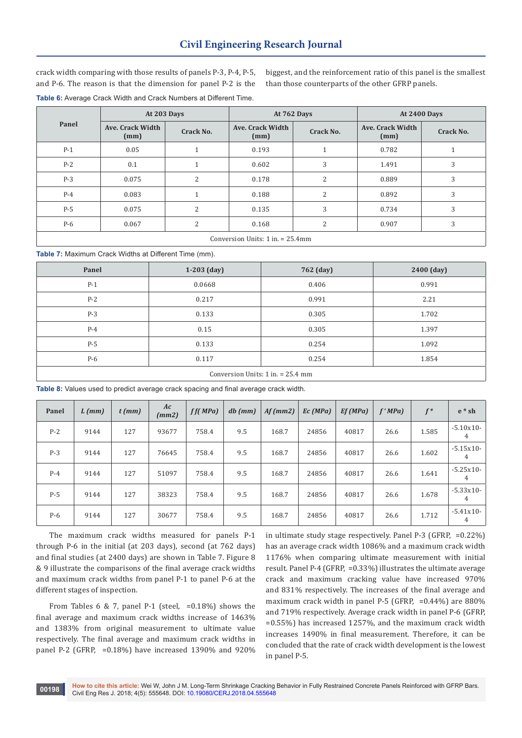crack width comparing with those results of panels P-3, P-4, P-5, and P-6. The reason is that the dimension for panel P-2 is the biggest, and the reinforcement ratio of this panel is the smallest than those counterparts of the other GFRP panels.

**Table 6:** Average Crack Width and Crack Numbers at Different Time.

| Panel | At 203 Days | | At 762 Days | | At 2400 Days | |
|---|---|---|---|---|---|---|
| | Ave. Crack Width (mm) | Crack No. | Ave. Crack Width (mm) | Crack No. | Ave. Crack Width (mm) | Crack No. |
| P-1 | 0.05 | 1 | 0.193 | 1 | 0.782 | 1 |
| P-2 | 0.1 | 1 | 0.602 | 3 | 1.491 | 3 |
| P-3 | 0.075 | 2 | 0.178 | 2 | 0.889 | 3 |
| P-4 | 0.083 | 1 | 0.188 | 2 | 0.892 | 3 |
| P-5 | 0.075 | 2 | 0.135 | 3 | 0.734 | 3 |
| P-6 | 0.067 | 2 | 0.168 | 2 | 0.907 | 3 |
| Conversion Units: 1 in. = 25.4mm | | | | | | |

**Table 7:** Maximum Crack Widths at Different Time (mm).

| Panel | 1-203 (day) | 762 (day) | 2400 (day) |
|---|---|---|---|
| P-1 | 0.0668 | 0.406 | 0.991 |
| P-2 | 0.217 | 0.991 | 2.21 |
| P-3 | 0.133 | 0.305 | 1.702 |
| P-4 | 0.15 | 0.305 | 1.397 |
| P-5 | 0.133 | 0.254 | 1.092 |
| P-6 | 0.117 | 0.254 | 1.854 |
| Conversion Units: 1 in. = 25.4 mm | | | |

**Table 8:** Values used to predict average crack spacing and final average crack width.

| Panel | *L (mm)* | *t (mm)* | *Ac (mm2)* | *ff(MPa)* | *db (mm)* | *Af (mm2)* | *Ec (MPa)* | *Ef (MPa)* | *f'MPa)* | *f\** | e \* sh |
|---|---|---|---|---|---|---|---|---|---|---|---|
| P-2 | 9144 | 127 | 93677 | 758.4 | 9.5 | 168.7 | 24856 | 40817 | 26.6 | 1.585 | -5.10x10-4 |
| P-3 | 9144 | 127 | 76645 | 758.4 | 9.5 | 168.7 | 24856 | 40817 | 26.6 | 1.602 | -5.15x10-4 |
| P-4 | 9144 | 127 | 51097 | 758.4 | 9.5 | 168.7 | 24856 | 40817 | 26.6 | 1.641 | -5.25x10-4 |
| P-5 | 9144 | 127 | 38323 | 758.4 | 9.5 | 168.7 | 24856 | 40817 | 26.6 | 1.678 | -5.33x10-4 |
| P-6 | 9144 | 127 | 30677 | 758.4 | 9.5 | 168.7 | 24856 | 40817 | 26.6 | 1.712 | -5.41x10-4 |

The maximum crack widths measured for panels P-1 through P-6 in the initial (at 203 days), second (at 762 days) and final studies (at 2400 days) are shown in Table 7. Figure 8 & 9 illustrate the comparisons of the final average crack widths and maximum crack widths from panel P-1 to panel P-6 at the different stages of inspection.

From Tables 6 & 7, panel P-1 (steel, =0.18%) shows the final average and maximum crack widths increase of 1463% and 1383% from original measurement to ultimate value respectively. The final average and maximum crack widths in panel P-2 (GFRP, =0.18%) have increased 1390% and 920% in ultimate study stage respectively. Panel P-3 (GFRP, =0.22%) has an average crack width 1086% and a maximum crack width 1176% when comparing ultimate measurement with initial result. Panel P-4 (GFRP, =0.33%) illustrates the ultimate average crack and maximum cracking value have increased 970% and 831% respectively. The increases of the final average and maximum crack width in panel P-5 (GFRP, =0.44%) are 880% and 719% respectively. Average crack width in panel P-6 (GFRP, =0.55%) has increased 1257%, and the maximum crack width increases 1490% in final measurement. Therefore, it can be concluded that the rate of crack width development is the lowest in panel P-5.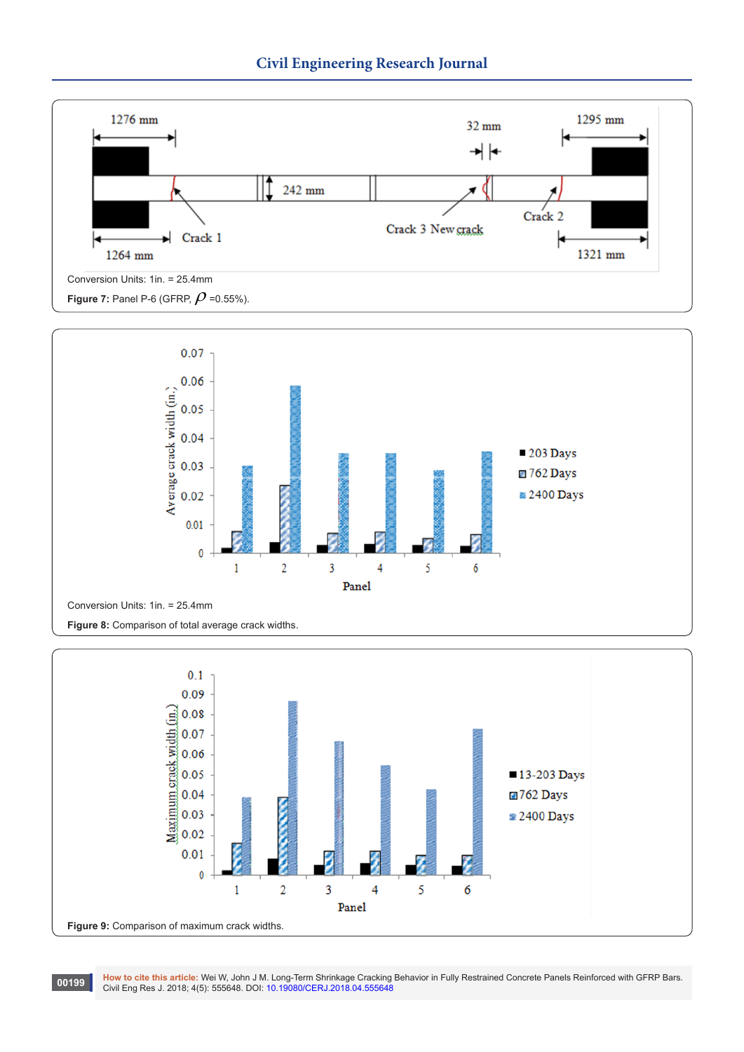Conversion Units: 1in. = 25.4mm

**Figure 7:** Panel P-6 (GFRP, $\rho$ =0.55%).

Conversion Units: 1in. = 25.4mm

**Figure 8:** Comparison of total average crack widths.

**Figure 9:** Comparison of maximum crack widths.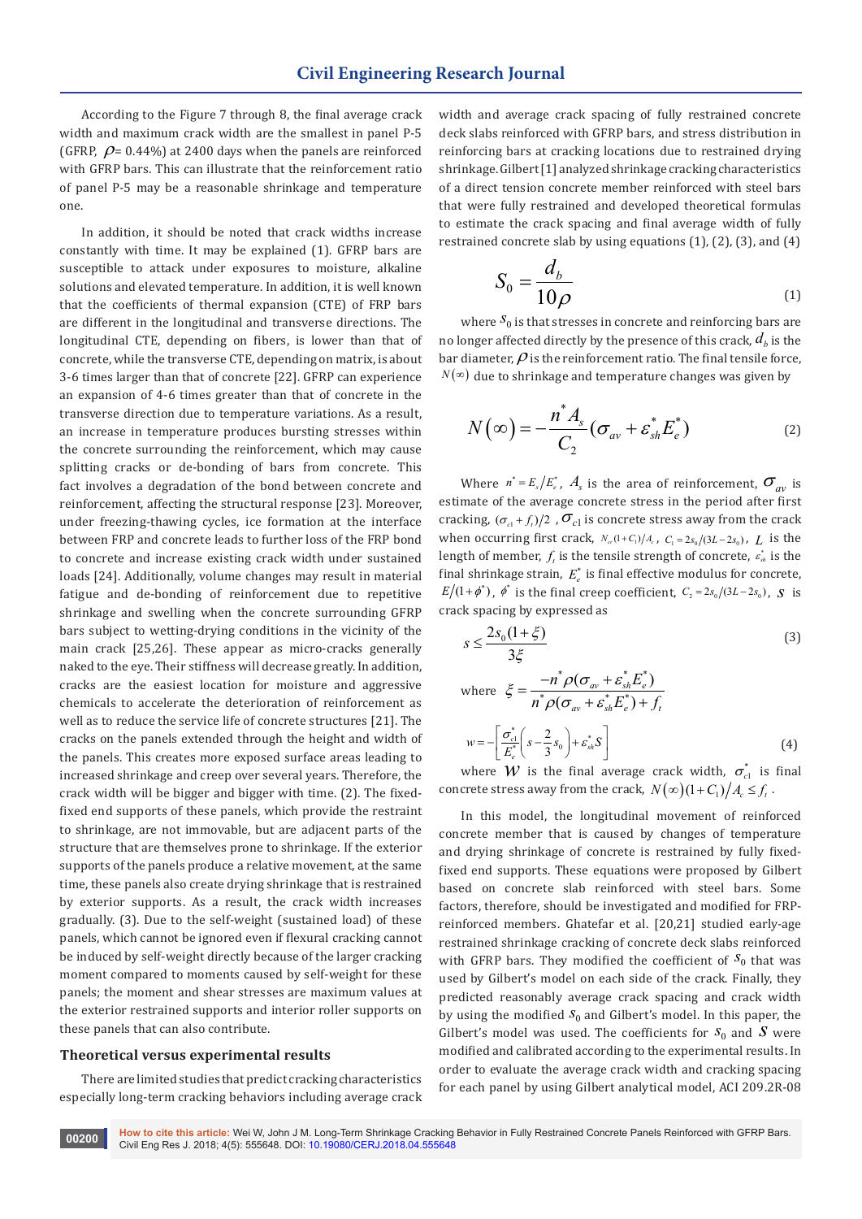According to the Figure 7 through 8, the final average crack width and maximum crack width are the smallest in panel P-5 (GFRP, $\rho$= 0.44%) at 2400 days when the panels are reinforced with GFRP bars. This can illustrate that the reinforcement ratio of panel P-5 may be a reasonable shrinkage and temperature one.

In addition, it should be noted that crack widths increase constantly with time. It may be explained (1). GFRP bars are susceptible to attack under exposures to moisture, alkaline solutions and elevated temperature. In addition, it is well known that the coefficients of thermal expansion (CTE) of FRP bars are different in the longitudinal and transverse directions. The longitudinal CTE, depending on fibers, is lower than that of concrete, while the transverse CTE, depending on matrix, is about 3-6 times larger than that of concrete [22]. GFRP can experience an expansion of 4-6 times greater than that of concrete in the transverse direction due to temperature variations. As a result, an increase in temperature produces bursting stresses within the concrete surrounding the reinforcement, which may cause splitting cracks or de-bonding of bars from concrete. This fact involves a degradation of the bond between concrete and reinforcement, affecting the structural response [23]. Moreover, under freezing-thawing cycles, ice formation at the interface between FRP and concrete leads to further loss of the FRP bond to concrete and increase existing crack width under sustained loads [24]. Additionally, volume changes may result in material fatigue and de-bonding of reinforcement due to repetitive shrinkage and swelling when the concrete surrounding GFRP bars subject to wetting-drying conditions in the vicinity of the main crack [25,26]. These appear as micro-cracks generally naked to the eye. Their stiffness will decrease greatly. In addition, cracks are the easiest location for moisture and aggressive chemicals to accelerate the deterioration of reinforcement as well as to reduce the service life of concrete structures [21]. The cracks on the panels extended through the height and width of the panels. This creates more exposed surface areas leading to increased shrinkage and creep over several years. Therefore, the crack width will be bigger and bigger with time. (2). The fixed-fixed end supports of these panels, which provide the restraint to shrinkage, are not immovable, but are adjacent parts of the structure that are themselves prone to shrinkage. If the exterior supports of the panels produce a relative movement, at the same time, these panels also create drying shrinkage that is restrained by exterior supports. As a result, the crack width increases gradually. (3). Due to the self-weight (sustained load) of these panels, which cannot be ignored even if flexural cracking cannot be induced by self-weight directly because of the larger cracking moment compared to moments caused by self-weight for these panels; the moment and shear stresses are maximum values at the exterior restrained supports and interior roller supports on these panels that can also contribute.

## Theoretical versus experimental results

There are limited studies that predict cracking characteristics especially long-term cracking behaviors including average crack width and average crack spacing of fully restrained concrete deck slabs reinforced with GFRP bars, and stress distribution in reinforcing bars at cracking locations due to restrained drying shrinkage. Gilbert [1] analyzed shrinkage cracking characteristics of a direct tension concrete member reinforced with steel bars that were fully restrained and developed theoretical formulas to estimate the crack spacing and final average width of fully restrained concrete slab by using equations (1), (2), (3), and (4)

$$S_0 = \frac{d_b}{10\rho} \tag{1}$$

where $S_0$ is that stresses in concrete and reinforcing bars are no longer affected directly by the presence of this crack, $d_b$ is the bar diameter, $\rho$ is the reinforcement ratio. The final tensile force, $N(\infty)$ due to shrinkage and temperature changes was given by

$$N(\infty) = -\frac{n^* A_s}{C_2}(\sigma_{av} + \varepsilon_{sh}^* E_e^*) \tag{2}$$

Where $n^* = E_s/E_e^*$, $A_s$ is the area of reinforcement, $\sigma_{av}$ is estimate of the average concrete stress in the period after first cracking, $(\sigma_{c1} + f_t)/2$ , $\sigma_{c1}$ is concrete stress away from the crack when occurring first crack, $N_{cr}(1+C_1)/A_c$ , $C_1 = 2s_0/(3L-2s_0)$ , $L$ is the length of member, $f_t$ is the tensile strength of concrete, $\varepsilon_{sh}^*$ is the final shrinkage strain, $E_e^*$ is final effective modulus for concrete, $E/(1+\phi^*)$ , $\phi^*$ is the final creep coefficient, $C_2 = 2s_0/(3L-2s_0)$ , $S$ is crack spacing by expressed as

$$s \le \frac{2s_0(1+\xi)}{3\xi} \tag{3}$$

where $\xi = \dfrac{-n^*\rho(\sigma_{av} + \varepsilon_{sh}^* E_e^*)}{n^*\rho(\sigma_{av} + \varepsilon_{sh}^* E_e^*) + f_t}$

$$w = -\left[\frac{\sigma_{c1}^*}{E_e^*}\left(s - \frac{2}{3}s_0\right) + \varepsilon_{sh}^* S\right] \tag{4}$$

where $W$ is the final average crack width, $\sigma_{c1}^*$ is final concrete stress away from the crack, $N(\infty)(1+C_1)/A_c \le f_t$ .

In this model, the longitudinal movement of reinforced concrete member that is caused by changes of temperature and drying shrinkage of concrete is restrained by fully fixed-fixed end supports. These equations were proposed by Gilbert based on concrete slab reinforced with steel bars. Some factors, therefore, should be investigated and modified for FRP-reinforced members. Ghatefar et al. [20,21] studied early-age restrained shrinkage cracking of concrete deck slabs reinforced with GFRP bars. They modified the coefficient of $S_0$ that was used by Gilbert's model on each side of the crack. Finally, they predicted reasonably average crack spacing and crack width by using the modified $S_0$ and Gilbert's model. In this paper, the Gilbert's model was used. The coefficients for $S_0$ and $S$ were modified and calibrated according to the experimental results. In order to evaluate the average crack width and cracking spacing for each panel by using Gilbert analytical model, ACI 209.2R-08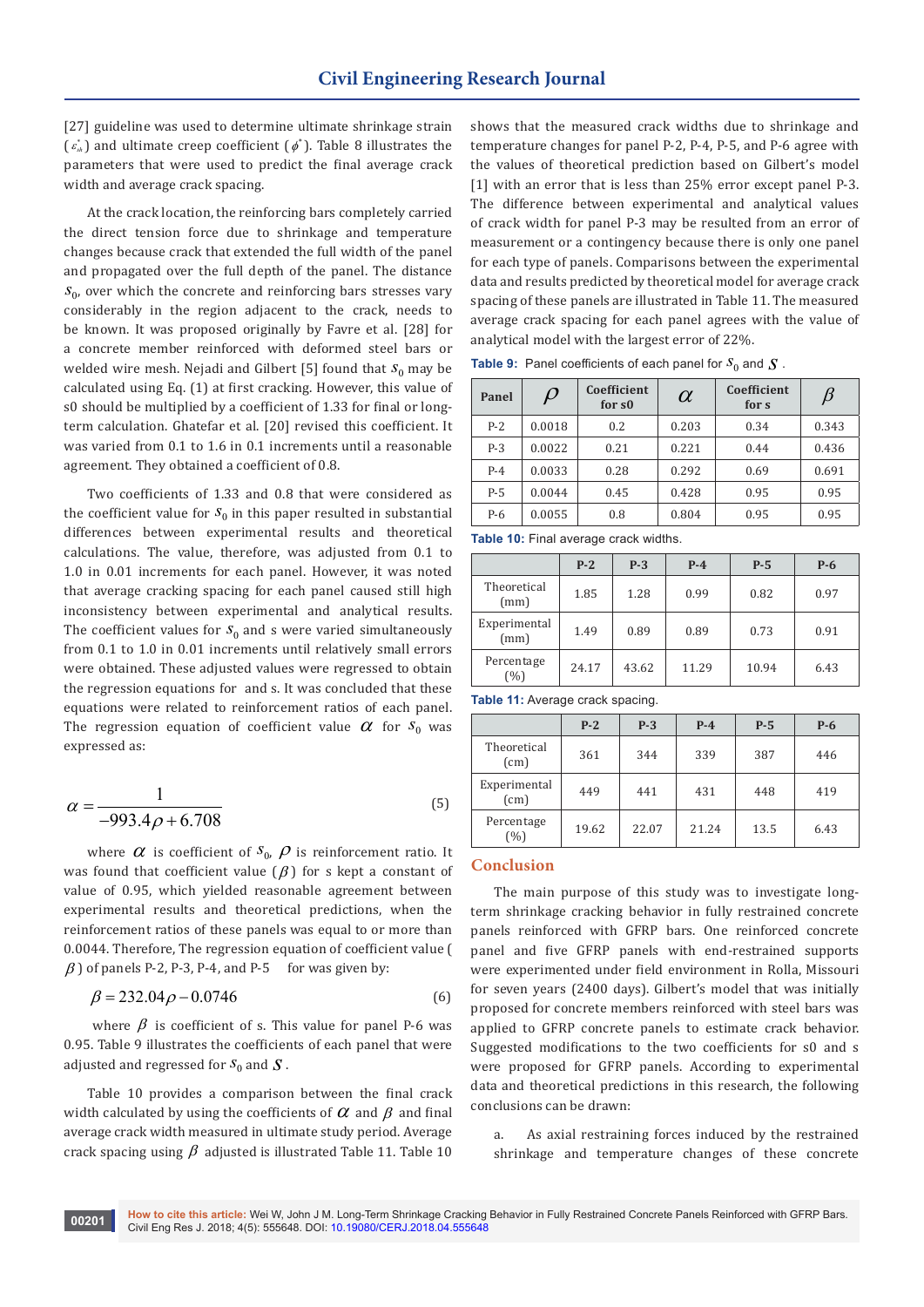[27] guideline was used to determine ultimate shrinkage strain ($\varepsilon_{sh}^{*}$) and ultimate creep coefficient ($\phi^{*}$). Table 8 illustrates the parameters that were used to predict the final average crack width and average crack spacing.

At the crack location, the reinforcing bars completely carried the direct tension force due to shrinkage and temperature changes because crack that extended the full width of the panel and propagated over the full depth of the panel. The distance $s_0$, over which the concrete and reinforcing bars stresses vary considerably in the region adjacent to the crack, needs to be known. It was proposed originally by Favre et al. [28] for a concrete member reinforced with deformed steel bars or welded wire mesh. Nejadi and Gilbert [5] found that $s_0$ may be calculated using Eq. (1) at first cracking. However, this value of s0 should be multiplied by a coefficient of 1.33 for final or long-term calculation. Ghatefar et al. [20] revised this coefficient. It was varied from 0.1 to 1.6 in 0.1 increments until a reasonable agreement. They obtained a coefficient of 0.8.

Two coefficients of 1.33 and 0.8 that were considered as the coefficient value for $s_0$ in this paper resulted in substantial differences between experimental results and theoretical calculations. The value, therefore, was adjusted from 0.1 to 1.0 in 0.01 increments for each panel. However, it was noted that average cracking spacing for each panel caused still high inconsistency between experimental and analytical results. The coefficient values for $s_0$ and s were varied simultaneously from 0.1 to 1.0 in 0.01 increments until relatively small errors were obtained. These adjusted values were regressed to obtain the regression equations for and s. It was concluded that these equations were related to reinforcement ratios of each panel. The regression equation of coefficient value $\alpha$ for $s_0$ was expressed as:

$$\alpha = \frac{1}{-993.4\rho + 6.708} \tag{5}$$

where $\alpha$ is coefficient of $s_0$, $\rho$ is reinforcement ratio. It was found that coefficient value ($\beta$) for s kept a constant of value of 0.95, which yielded reasonable agreement between experimental results and theoretical predictions, when the reinforcement ratios of these panels was equal to or more than 0.0044. Therefore, The regression equation of coefficient value ($\beta$) of panels P-2, P-3, P-4, and P-5 for was given by:

$$\beta = 232.04\rho - 0.0746 \tag{6}$$

where $\beta$ is coefficient of s. This value for panel P-6 was 0.95. Table 9 illustrates the coefficients of each panel that were adjusted and regressed for $s_0$ and $S$.

Table 10 provides a comparison between the final crack width calculated by using the coefficients of $\alpha$ and $\beta$ and final average crack width measured in ultimate study period. Average crack spacing using $\beta$ adjusted is illustrated Table 11. Table 10 shows that the measured crack widths due to shrinkage and temperature changes for panel P-2, P-4, P-5, and P-6 agree with the values of theoretical prediction based on Gilbert's model [1] with an error that is less than 25% error except panel P-3. The difference between experimental and analytical values of crack width for panel P-3 may be resulted from an error of measurement or a contingency because there is only one panel for each type of panels. Comparisons between the experimental data and results predicted by theoretical model for average crack spacing of these panels are illustrated in Table 11. The measured average crack spacing for each panel agrees with the value of analytical model with the largest error of 22%.

**Table 9:** Panel coefficients of each panel for $s_0$ and $S$.

| Panel | $\rho$ | Coefficient for s0 | $\alpha$ | Coefficient for s | $\beta$ |
|---|---|---|---|---|---|
| P-2 | 0.0018 | 0.2 | 0.203 | 0.34 | 0.343 |
| P-3 | 0.0022 | 0.21 | 0.221 | 0.44 | 0.436 |
| P-4 | 0.0033 | 0.28 | 0.292 | 0.69 | 0.691 |
| P-5 | 0.0044 | 0.45 | 0.428 | 0.95 | 0.95 |
| P-6 | 0.0055 | 0.8 | 0.804 | 0.95 | 0.95 |

**Table 10:** Final average crack widths.

| | P-2 | P-3 | P-4 | P-5 | P-6 |
|---|---|---|---|---|---|
| Theoretical (mm) | 1.85 | 1.28 | 0.99 | 0.82 | 0.97 |
| Experimental (mm) | 1.49 | 0.89 | 0.89 | 0.73 | 0.91 |
| Percentage (%) | 24.17 | 43.62 | 11.29 | 10.94 | 6.43 |

**Table 11:** Average crack spacing.

| | P-2 | P-3 | P-4 | P-5 | P-6 |
|---|---|---|---|---|---|
| Theoretical (cm) | 361 | 344 | 339 | 387 | 446 |
| Experimental (cm) | 449 | 441 | 431 | 448 | 419 |
| Percentage (%) | 19.62 | 22.07 | 21.24 | 13.5 | 6.43 |

## Conclusion

The main purpose of this study was to investigate long-term shrinkage cracking behavior in fully restrained concrete panels reinforced with GFRP bars. One reinforced concrete panel and five GFRP panels with end-restrained supports were experimented under field environment in Rolla, Missouri for seven years (2400 days). Gilbert's model that was initially proposed for concrete members reinforced with steel bars was applied to GFRP concrete panels to estimate crack behavior. Suggested modifications to the two coefficients for s0 and s were proposed for GFRP panels. According to experimental data and theoretical predictions in this research, the following conclusions can be drawn:

a. As axial restraining forces induced by the restrained shrinkage and temperature changes of these concrete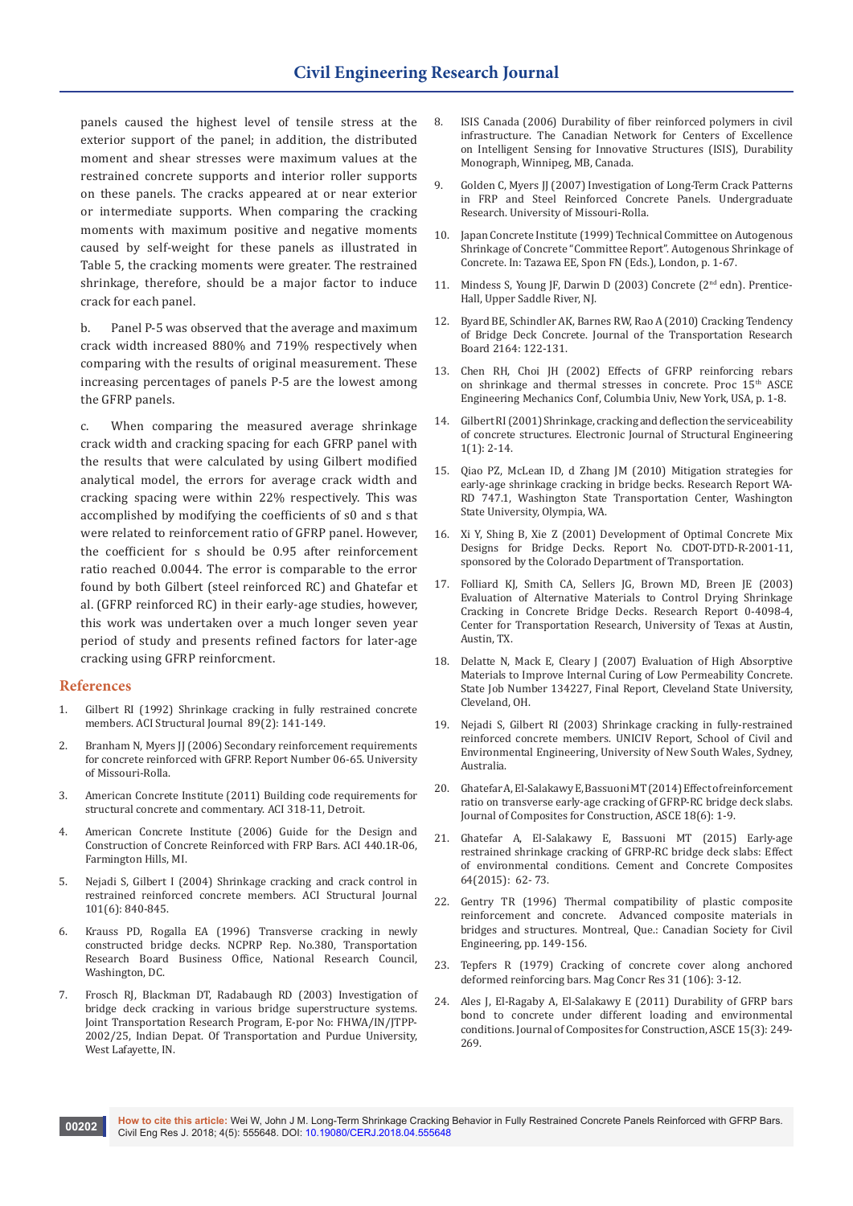panels caused the highest level of tensile stress at the exterior support of the panel; in addition, the distributed moment and shear stresses were maximum values at the restrained concrete supports and interior roller supports on these panels. The cracks appeared at or near exterior or intermediate supports. When comparing the cracking moments with maximum positive and negative moments caused by self-weight for these panels as illustrated in Table 5, the cracking moments were greater. The restrained shrinkage, therefore, should be a major factor to induce crack for each panel.

b. Panel P-5 was observed that the average and maximum crack width increased 880% and 719% respectively when comparing with the results of original measurement. These increasing percentages of panels P-5 are the lowest among the GFRP panels.

c. When comparing the measured average shrinkage crack width and cracking spacing for each GFRP panel with the results that were calculated by using Gilbert modified analytical model, the errors for average crack width and cracking spacing were within 22% respectively. This was accomplished by modifying the coefficients of s0 and s that were related to reinforcement ratio of GFRP panel. However, the coefficient for s should be 0.95 after reinforcement ratio reached 0.0044. The error is comparable to the error found by both Gilbert (steel reinforced RC) and Ghatefar et al. (GFRP reinforced RC) in their early-age studies, however, this work was undertaken over a much longer seven year period of study and presents refined factors for later-age cracking using GFRP reinforcment.

## References

1. Gilbert RI (1992) Shrinkage cracking in fully restrained concrete members. ACI Structural Journal 89(2): 141-149.
2. Branham N, Myers JJ (2006) Secondary reinforcement requirements for concrete reinforced with GFRP. Report Number 06-65. University of Missouri-Rolla.
3. American Concrete Institute (2011) Building code requirements for structural concrete and commentary. ACI 318-11, Detroit.
4. American Concrete Institute (2006) Guide for the Design and Construction of Concrete Reinforced with FRP Bars. ACI 440.1R-06, Farmington Hills, MI.
5. Nejadi S, Gilbert I (2004) Shrinkage cracking and crack control in restrained reinforced concrete members. ACI Structural Journal 101(6): 840-845.
6. Krauss PD, Rogalla EA (1996) Transverse cracking in newly constructed bridge decks. NCPRP Rep. No.380, Transportation Research Board Business Office, National Research Council, Washington, DC.
7. Frosch RJ, Blackman DT, Radabaugh RD (2003) Investigation of bridge deck cracking in various bridge superstructure systems. Joint Transportation Research Program, E-por No: FHWA/IN/JTPP-2002/25, Indian Depat. Of Transportation and Purdue University, West Lafayette, IN.
8. ISIS Canada (2006) Durability of fiber reinforced polymers in civil infrastructure. The Canadian Network for Centers of Excellence on Intelligent Sensing for Innovative Structures (ISIS), Durability Monograph, Winnipeg, MB, Canada.
9. Golden C, Myers JJ (2007) Investigation of Long-Term Crack Patterns in FRP and Steel Reinforced Concrete Panels. Undergraduate Research. University of Missouri-Rolla.
10. Japan Concrete Institute (1999) Technical Committee on Autogenous Shrinkage of Concrete "Committee Report". Autogenous Shrinkage of Concrete. In: Tazawa EE, Spon FN (Eds.), London, p. 1-67.
11. Mindess S, Young JF, Darwin D (2003) Concrete (2nd edn). Prentice-Hall, Upper Saddle River, NJ.
12. Byard BE, Schindler AK, Barnes RW, Rao A (2010) Cracking Tendency of Bridge Deck Concrete. Journal of the Transportation Research Board 2164: 122-131.
13. Chen RH, Choi JH (2002) Effects of GFRP reinforcing rebars on shrinkage and thermal stresses in concrete. Proc 15th ASCE Engineering Mechanics Conf, Columbia Univ, New York, USA, p. 1-8.
14. Gilbert RI (2001) Shrinkage, cracking and deflection the serviceability of concrete structures. Electronic Journal of Structural Engineering 1(1): 2-14.
15. Qiao PZ, McLean ID, d Zhang JM (2010) Mitigation strategies for early-age shrinkage cracking in bridge becks. Research Report WA-RD 747.1, Washington State Transportation Center, Washington State University, Olympia, WA.
16. Xi Y, Shing B, Xie Z (2001) Development of Optimal Concrete Mix Designs for Bridge Decks. Report No. CDOT-DTD-R-2001-11, sponsored by the Colorado Department of Transportation.
17. Folliard KJ, Smith CA, Sellers JG, Brown MD, Breen JE (2003) Evaluation of Alternative Materials to Control Drying Shrinkage Cracking in Concrete Bridge Decks. Research Report 0-4098-4, Center for Transportation Research, University of Texas at Austin, Austin, TX.
18. Delatte N, Mack E, Cleary J (2007) Evaluation of High Absorptive Materials to Improve Internal Curing of Low Permeability Concrete. State Job Number 134227, Final Report, Cleveland State University, Cleveland, OH.
19. Nejadi S, Gilbert RI (2003) Shrinkage cracking in fully-restrained reinforced concrete members. UNICIV Report, School of Civil and Environmental Engineering, University of New South Wales, Sydney, Australia.
20. Ghatefar A, El-Salakawy E, Bassuoni MT (2014) Effect of reinforcement ratio on transverse early-age cracking of GFRP-RC bridge deck slabs. Journal of Composites for Construction, ASCE 18(6): 1-9.
21. Ghatefar A, El-Salakawy E, Bassuoni MT (2015) Early-age restrained shrinkage cracking of GFRP-RC bridge deck slabs: Effect of environmental conditions. Cement and Concrete Composites 64(2015): 62- 73.
22. Gentry TR (1996) Thermal compatibility of plastic composite reinforcement and concrete. Advanced composite materials in bridges and structures. Montreal, Que.: Canadian Society for Civil Engineering, pp. 149-156.
23. Tepfers R (1979) Cracking of concrete cover along anchored deformed reinforcing bars. Mag Concr Res 31 (106): 3-12.
24. Ales J, El-Ragaby A, El-Salakawy E (2011) Durability of GFRP bars bond to concrete under different loading and environmental conditions. Journal of Composites for Construction, ASCE 15(3): 249-269.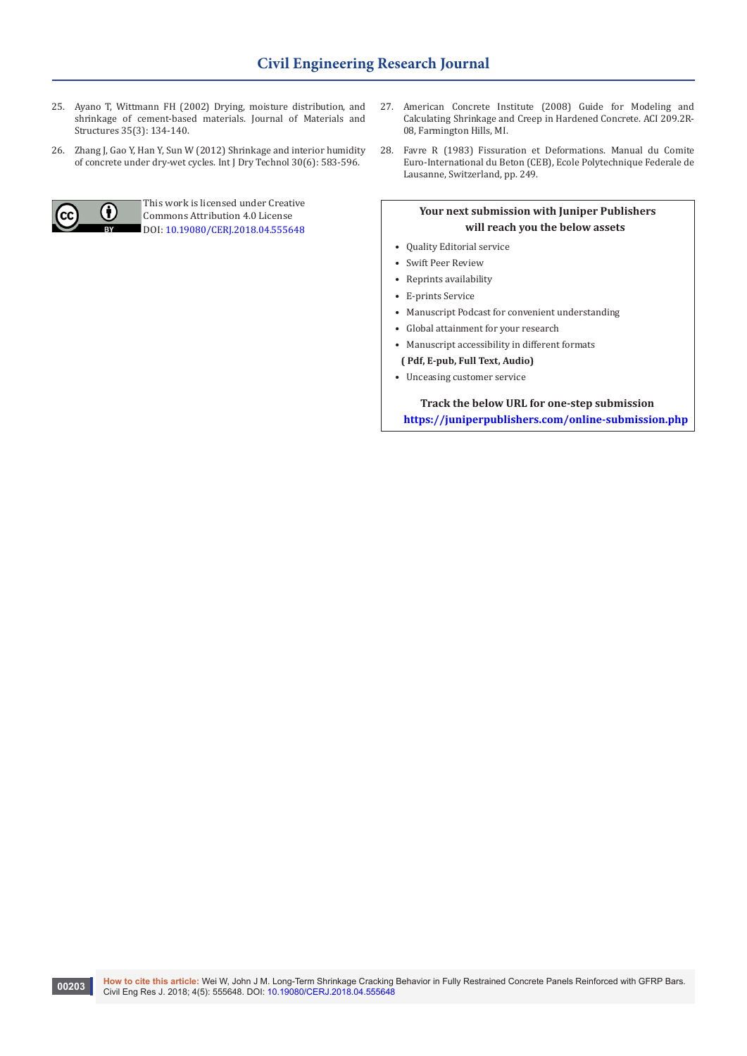25. Ayano T, Wittmann FH (2002) Drying, moisture distribution, and shrinkage of cement-based materials. Journal of Materials and Structures 35(3): 134-140.

26. Zhang J, Gao Y, Han Y, Sun W (2012) Shrinkage and interior humidity of concrete under dry-wet cycles. Int J Dry Technol 30(6): 583-596.

27. American Concrete Institute (2008) Guide for Modeling and Calculating Shrinkage and Creep in Hardened Concrete. ACI 209.2R-08, Farmington Hills, MI.

28. Favre R (1983) Fissuration et Deformations. Manual du Comite Euro-International du Beton (CEB), Ecole Polytechnique Federale de Lausanne, Switzerland, pp. 249.

This work is licensed under Creative Commons Attribution 4.0 License
DOI: 10.19080/CERJ.2018.04.555648

**Your next submission with Juniper Publishers will reach you the below assets**

- Quality Editorial service
- Swift Peer Review
- Reprints availability
- E-prints Service
- Manuscript Podcast for convenient understanding
- Global attainment for your research
- Manuscript accessibility in different formats

**( Pdf, E-pub, Full Text, Audio)**

- Unceasing customer service

**Track the below URL for one-step submission**
**https://juniperpublishers.com/online-submission.php**

**How to cite this article:** Wei W, John J M. Long-Term Shrinkage Cracking Behavior in Fully Restrained Concrete Panels Reinforced with GFRP Bars. Civil Eng Res J. 2018; 4(5): 555648. DOI: 10.19080/CERJ.2018.04.555648